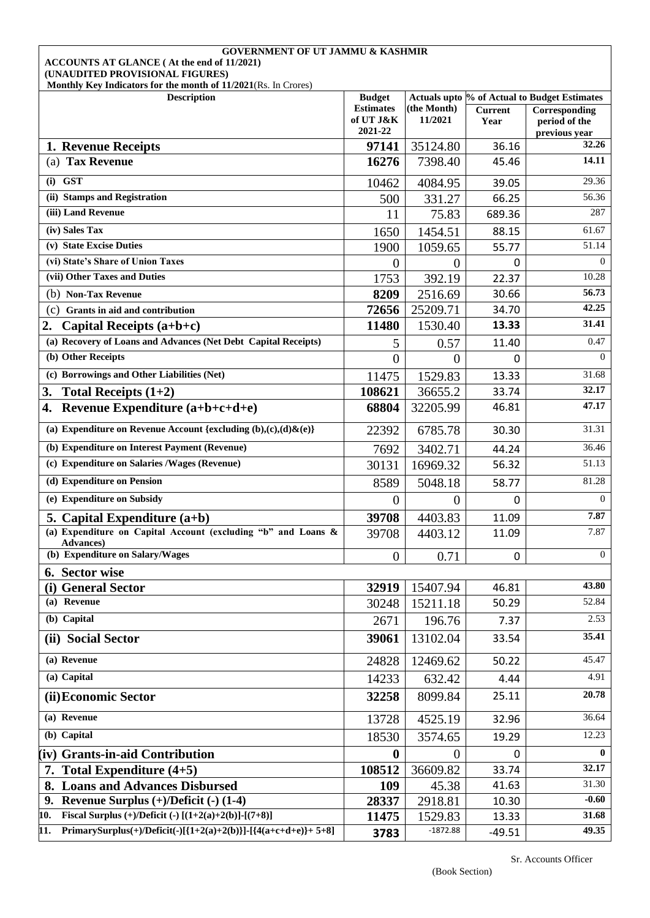**GOVERNMENT OF UT JAMMU & KASHMIR**

**ACCOUNTS AT GLANCE ( At the end of 11/2021)**

**(UNAUDITED PROVISIONAL FIGURES)**

**Monthly Key Indicators for the month of 11/2021**(Rs. In Crores)

| Description | Budget Estimates of UT J&K 2021-22 | Actuals upto (the Month) 11/2021 | % of Actual to Budget Estimates | |
|---|---|---|---|---|
| | | | Current Year | Corresponding period of the previous year |
| **1. Revenue Receipts** | **97141** | 35124.80 | 36.16 | 32.26 |
| (a) **Tax Revenue** | **16276** | 7398.40 | 45.46 | 14.11 |
| **(i) GST** | 10462 | 4084.95 | 39.05 | 29.36 |
| **(ii) Stamps and Registration** | 500 | 331.27 | 66.25 | 56.36 |
| **(iii) Land Revenue** | 11 | 75.83 | 689.36 | 287 |
| **(iv) Sales Tax** | 1650 | 1454.51 | 88.15 | 61.67 |
| **(v) State Excise Duties** | 1900 | 1059.65 | 55.77 | 51.14 |
| **(vi) State's Share of Union Taxes** | 0 | 0 | 0 | 0 |
| **(vii) Other Taxes and Duties** | 1753 | 392.19 | 22.37 | 10.28 |
| (b) **Non-Tax Revenue** | **8209** | 2516.69 | 30.66 | 56.73 |
| (c) **Grants in aid and contribution** | **72656** | 25209.71 | 34.70 | 42.25 |
| **2. Capital Receipts (a+b+c)** | **11480** | 1530.40 | **13.33** | 31.41 |
| **(a) Recovery of Loans and Advances (Net Debt Capital Receipts)** | 5 | 0.57 | 11.40 | 0.47 |
| **(b) Other Receipts** | 0 | 0 | 0 | 0 |
| **(c) Borrowings and Other Liabilities (Net)** | 11475 | 1529.83 | 13.33 | 31.68 |
| **3. Total Receipts (1+2)** | **108621** | 36655.2 | 33.74 | 32.17 |
| **4. Revenue Expenditure (a+b+c+d+e)** | **68804** | 32205.99 | 46.81 | 47.17 |
| **(a) Expenditure on Revenue Account {excluding (b),(c),(d)&(e)}** | 22392 | 6785.78 | 30.30 | 31.31 |
| **(b) Expenditure on Interest Payment (Revenue)** | 7692 | 3402.71 | 44.24 | 36.46 |
| **(c) Expenditure on Salaries /Wages (Revenue)** | 30131 | 16969.32 | 56.32 | 51.13 |
| **(d) Expenditure on Pension** | 8589 | 5048.18 | 58.77 | 81.28 |
| **(e) Expenditure on Subsidy** | 0 | 0 | 0 | 0 |
| **5. Capital Expenditure (a+b)** | **39708** | 4403.83 | 11.09 | 7.87 |
| **(a) Expenditure on Capital Account (excluding "b" and Loans & Advances)** | 39708 | 4403.12 | 11.09 | 7.87 |
| **(b) Expenditure on Salary/Wages** | 0 | 0.71 | 0 | 0 |
| **6. Sector wise** | | | | |
| **(i) General Sector** | **32919** | 15407.94 | 46.81 | 43.80 |
| **(a) Revenue** | 30248 | 15211.18 | 50.29 | 52.84 |
| **(b) Capital** | 2671 | 196.76 | 7.37 | 2.53 |
| **(ii) Social Sector** | **39061** | 13102.04 | 33.54 | 35.41 |
| **(a) Revenue** | 24828 | 12469.62 | 50.22 | 45.47 |
| **(a) Capital** | 14233 | 632.42 | 4.44 | 4.91 |
| **(ii) Economic Sector** | **32258** | 8099.84 | 25.11 | 20.78 |
| **(a) Revenue** | 13728 | 4525.19 | 32.96 | 36.64 |
| **(b) Capital** | 18530 | 3574.65 | 19.29 | 12.23 |
| **(iv) Grants-in-aid Contribution** | **0** | 0 | 0 | 0 |
| **7. Total Expenditure (4+5)** | **108512** | 36609.82 | 33.74 | 32.17 |
| **8. Loans and Advances Disbursed** | **109** | 45.38 | 41.63 | 31.30 |
| **9. Revenue Surplus (+)/Deficit (-) (1-4)** | **28337** | 2918.81 | 10.30 | -0.60 |
| **10. Fiscal Surplus (+)/Deficit (-) [(1+2(a)+2(b)]-[(7+8)]** | **11475** | 1529.83 | 13.33 | 31.68 |
| **11. PrimarySurplus(+)/Deficit(-)[{1+2(a)+2(b)}]-[{4(a+c+d+e)}+ 5+8]** | **3783** | -1872.88 | -49.51 | 49.35 |

Sr. Accounts Officer

(Book Section)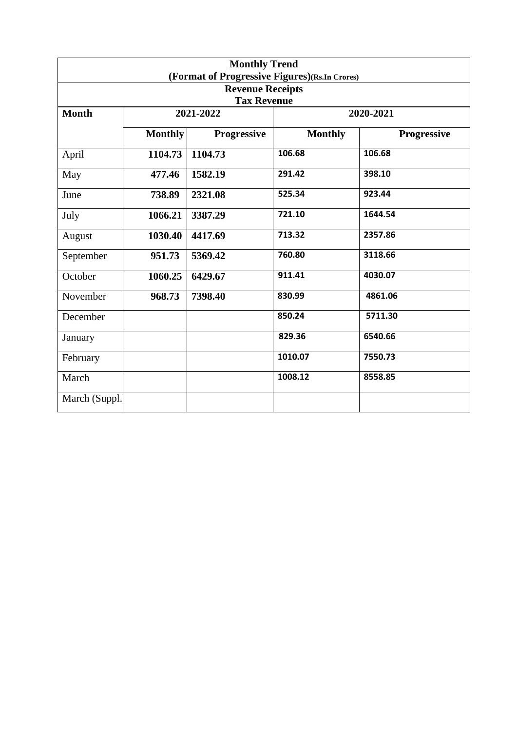| Monthly Trend (Format of Progressive Figures)(Rs.In Crores) | | | | |
|---|---|---|---|---|
| **Revenue Receipts Tax Revenue** | | | | |
| **Month** | **2021-2022** | | **2020-2021** | |
| | **Monthly** | **Progressive** | **Monthly** | **Progressive** |
| April | **1104.73** | **1104.73** | 106.68 | 106.68 |
| May | **477.46** | **1582.19** | 291.42 | 398.10 |
| June | **738.89** | **2321.08** | 525.34 | 923.44 |
| July | **1066.21** | **3387.29** | 721.10 | 1644.54 |
| August | **1030.40** | **4417.69** | 713.32 | 2357.86 |
| September | **951.73** | **5369.42** | 760.80 | 3118.66 |
| October | **1060.25** | **6429.67** | 911.41 | 4030.07 |
| November | **968.73** | **7398.40** | 830.99 | 4861.06 |
| December | | | 850.24 | 5711.30 |
| January | | | 829.36 | 6540.66 |
| February | | | 1010.07 | 7550.73 |
| March | | | 1008.12 | 8558.85 |
| March (Suppl. | | | | |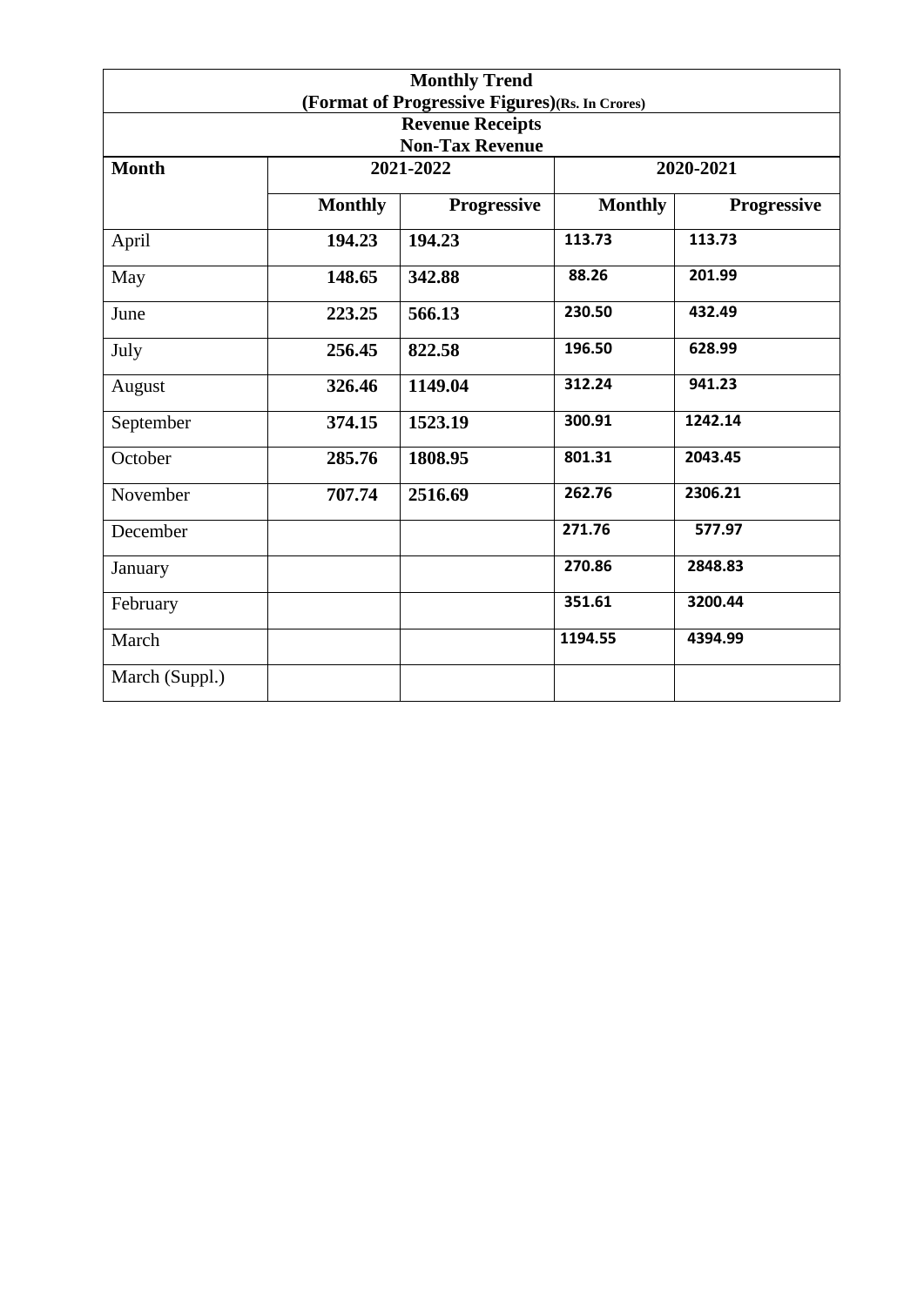| Monthly Trend<br>(Format of Progressive Figures)(Rs. In Crores)<br>Revenue Receipts<br>Non-Tax Revenue | | | | |
|---|---|---|---|---|
| **Month** | **2021-2022** | | **2020-2021** | |
| | **Monthly** | **Progressive** | **Monthly** | **Progressive** |
| April | **194.23** | **194.23** | **113.73** | **113.73** |
| May | **148.65** | **342.88** | **88.26** | **201.99** |
| June | **223.25** | **566.13** | **230.50** | **432.49** |
| July | **256.45** | **822.58** | **196.50** | **628.99** |
| August | **326.46** | **1149.04** | **312.24** | **941.23** |
| September | **374.15** | **1523.19** | **300.91** | **1242.14** |
| October | **285.76** | **1808.95** | **801.31** | **2043.45** |
| November | **707.74** | **2516.69** | **262.76** | **2306.21** |
| December | | | **271.76** | **577.97** |
| January | | | **270.86** | **2848.83** |
| February | | | **351.61** | **3200.44** |
| March | | | **1194.55** | **4394.99** |
| March (Suppl.) | | | | |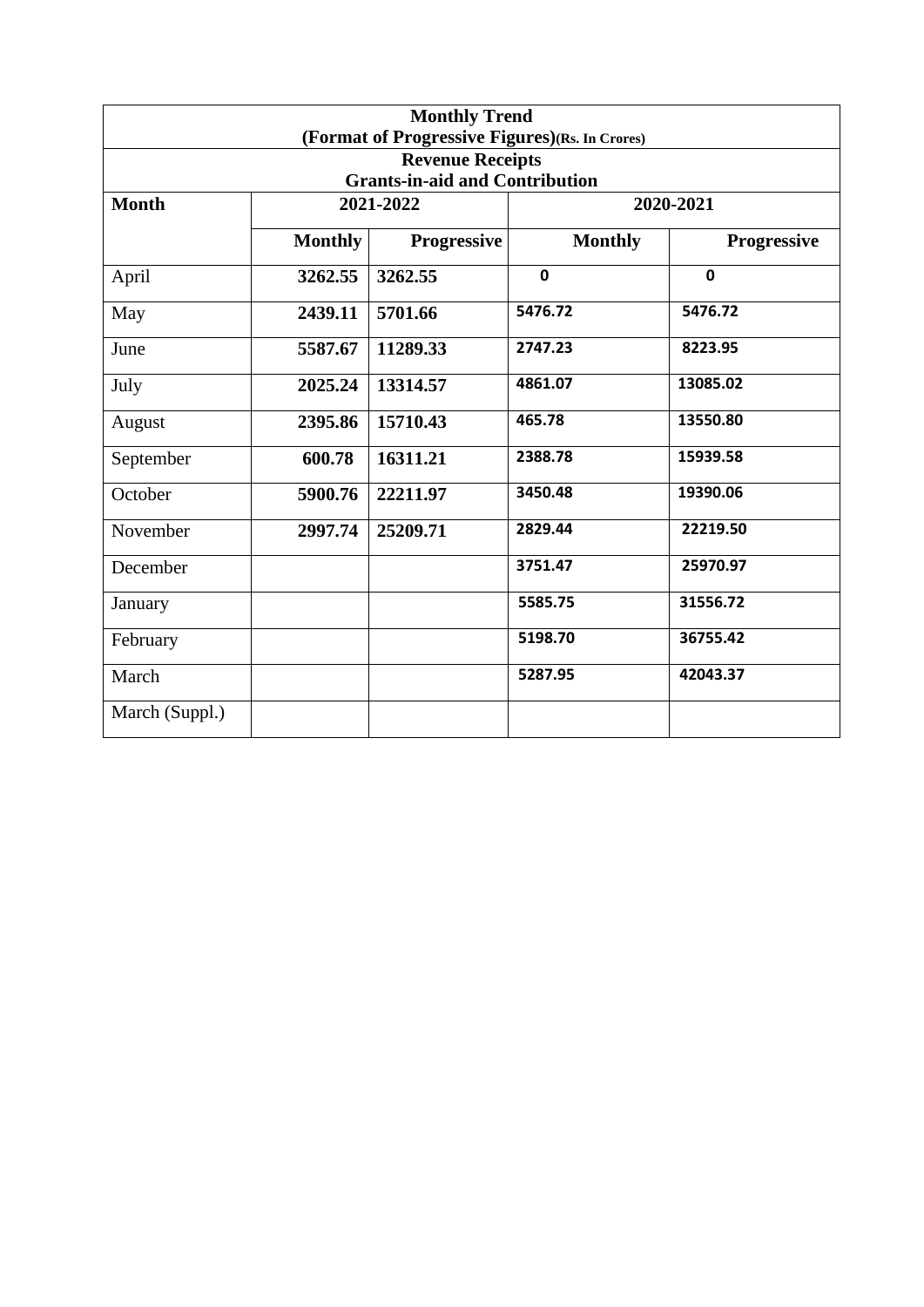| Monthly Trend (Format of Progressive Figures)(Rs. In Crores) | | | | |
|---|---|---|---|---|
| **Revenue Receipts Grants-in-aid and Contribution** | | | | |
| **Month** | **2021-2022** | | **2020-2021** | |
| | **Monthly** | **Progressive** | **Monthly** | **Progressive** |
| April | **3262.55** | **3262.55** | **0** | **0** |
| May | **2439.11** | **5701.66** | **5476.72** | **5476.72** |
| June | **5587.67** | **11289.33** | **2747.23** | **8223.95** |
| July | **2025.24** | **13314.57** | **4861.07** | **13085.02** |
| August | **2395.86** | **15710.43** | **465.78** | **13550.80** |
| September | **600.78** | **16311.21** | **2388.78** | **15939.58** |
| October | **5900.76** | **22211.97** | **3450.48** | **19390.06** |
| November | **2997.74** | **25209.71** | **2829.44** | **22219.50** |
| December | | | **3751.47** | **25970.97** |
| January | | | **5585.75** | **31556.72** |
| February | | | **5198.70** | **36755.42** |
| March | | | **5287.95** | **42043.37** |
| March (Suppl.) | | | | |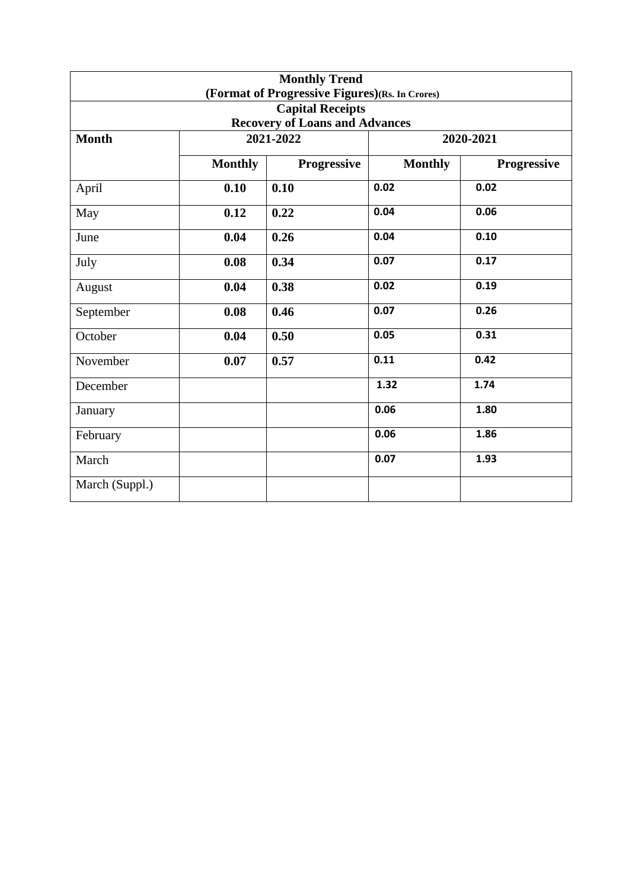| Monthly Trend (Format of Progressive Figures)(Rs. In Crores) | | | | |
|---|---|---|---|---|
| **Capital Receipts Recovery of Loans and Advances** | | | | |
| **Month** | **2021-2022** | | **2020-2021** | |
| | **Monthly** | **Progressive** | **Monthly** | **Progressive** |
| April | **0.10** | **0.10** | **0.02** | **0.02** |
| May | **0.12** | **0.22** | **0.04** | **0.06** |
| June | **0.04** | **0.26** | **0.04** | **0.10** |
| July | **0.08** | **0.34** | **0.07** | **0.17** |
| August | **0.04** | **0.38** | **0.02** | **0.19** |
| September | **0.08** | **0.46** | **0.07** | **0.26** |
| October | **0.04** | **0.50** | **0.05** | **0.31** |
| November | **0.07** | **0.57** | **0.11** | **0.42** |
| December | | | **1.32** | **1.74** |
| January | | | **0.06** | **1.80** |
| February | | | **0.06** | **1.86** |
| March | | | **0.07** | **1.93** |
| March (Suppl.) | | | | |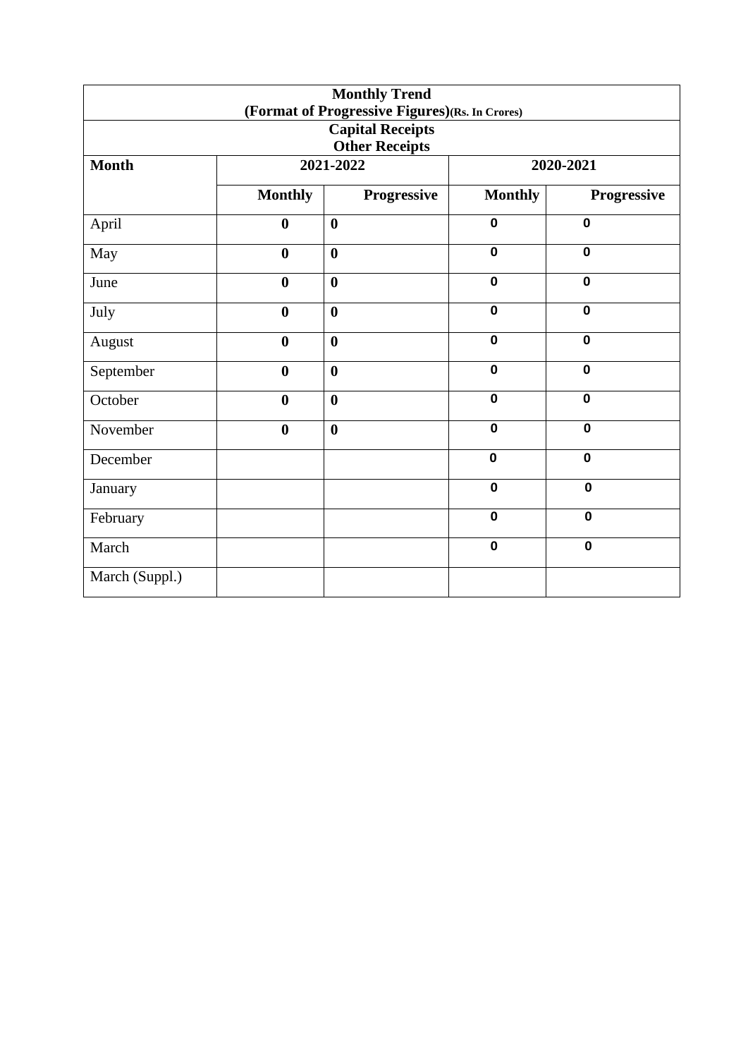| Monthly Trend (Format of Progressive Figures)(Rs. In Crores) | | | | |
|---|---|---|---|---|
| **Capital Receipts Other Receipts** | | | | |
| **Month** | **2021-2022** | | **2020-2021** | |
| | **Monthly** | **Progressive** | **Monthly** | **Progressive** |
| April | **0** | **0** | **0** | **0** |
| May | **0** | **0** | **0** | **0** |
| June | **0** | **0** | **0** | **0** |
| July | **0** | **0** | **0** | **0** |
| August | **0** | **0** | **0** | **0** |
| September | **0** | **0** | **0** | **0** |
| October | **0** | **0** | **0** | **0** |
| November | **0** | **0** | **0** | **0** |
| December | | | **0** | **0** |
| January | | | **0** | **0** |
| February | | | **0** | **0** |
| March | | | **0** | **0** |
| March (Suppl.) | | | | |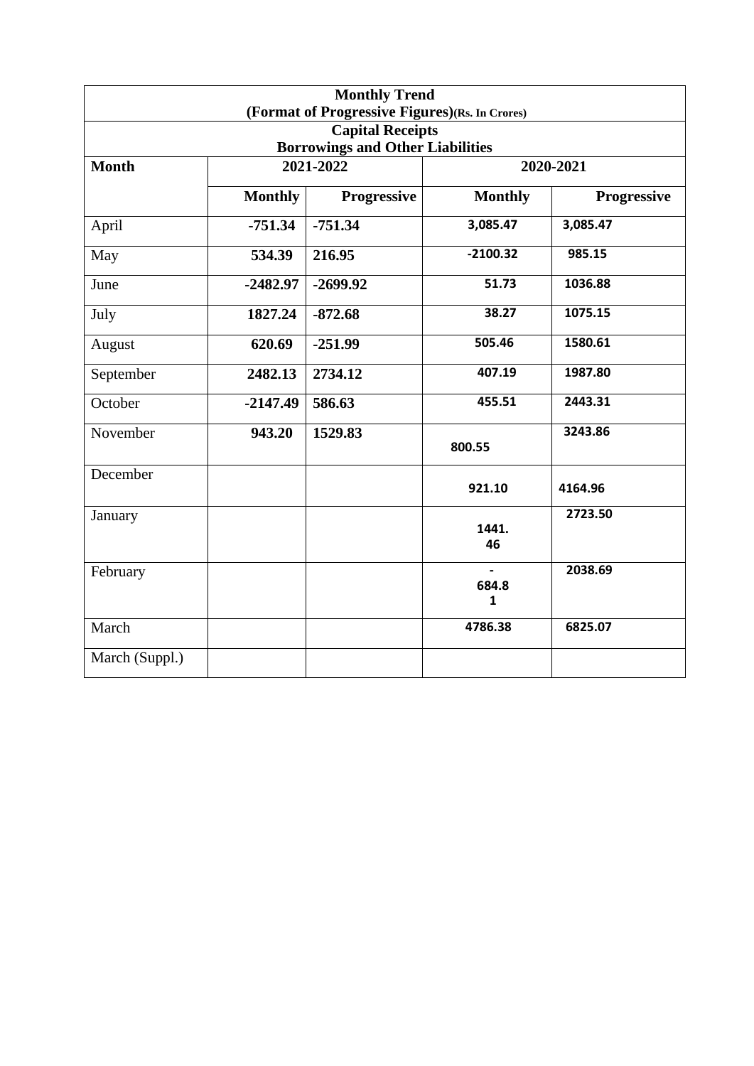| Monthly Trend (Format of Progressive Figures)(Rs. In Crores) | | | | |
|---|---|---|---|---|
| **Capital Receipts** **Borrowings and Other Liabilities** | | | | |
| **Month** | **2021-2022** | | **2020-2021** | |
| | **Monthly** | **Progressive** | **Monthly** | **Progressive** |
| April | **-751.34** | **-751.34** | **3,085.47** | **3,085.47** |
| May | **534.39** | **216.95** | **-2100.32** | **985.15** |
| June | **-2482.97** | **-2699.92** | **51.73** | **1036.88** |
| July | **1827.24** | **-872.68** | **38.27** | **1075.15** |
| August | **620.69** | **-251.99** | **505.46** | **1580.61** |
| September | **2482.13** | **2734.12** | **407.19** | **1987.80** |
| October | **-2147.49** | **586.63** | **455.51** | **2443.31** |
| November | **943.20** | **1529.83** | **800.55** | **3243.86** |
| December | | | **921.10** | **4164.96** |
| January | | | **1441.46** | **2723.50** |
| February | | | **-684.81** | **2038.69** |
| March | | | **4786.38** | **6825.07** |
| March (Suppl.) | | | | |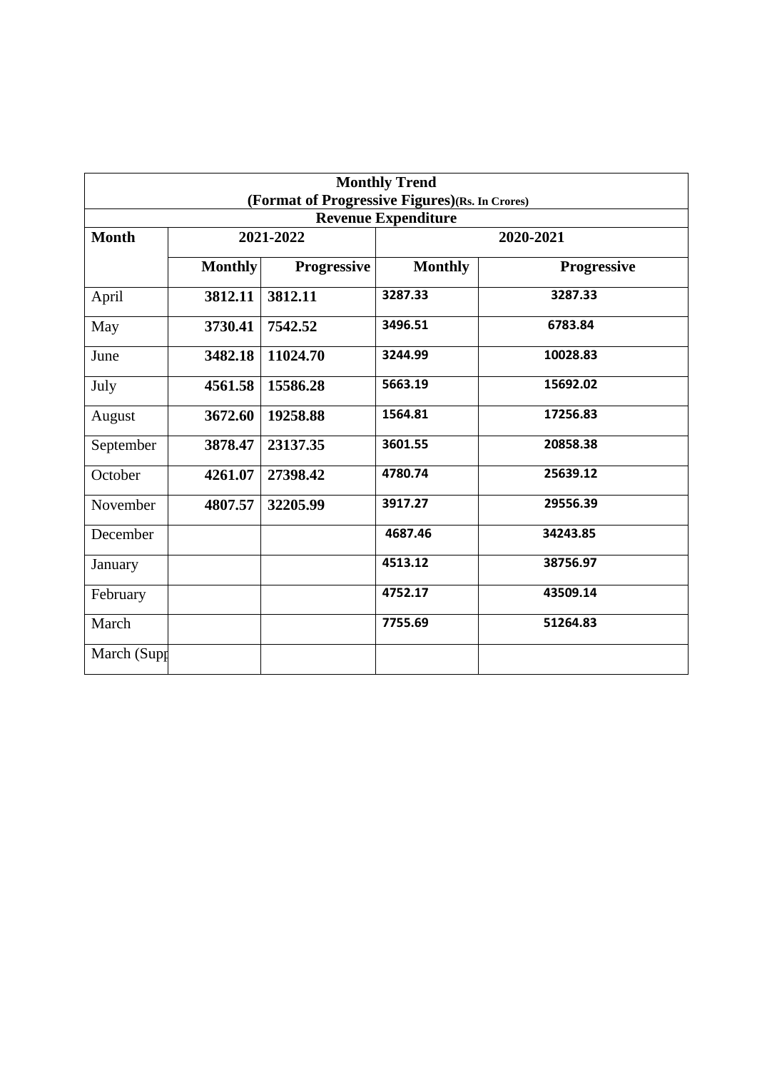| Monthly Trend (Format of Progressive Figures)(Rs. In Crores) | | | | |
|---|---|---|---|---|
| **Revenue Expenditure** | | | | |
| **Month** | **2021-2022** | | **2020-2021** | |
| | **Monthly** | **Progressive** | **Monthly** | **Progressive** |
| April | **3812.11** | **3812.11** | 3287.33 | 3287.33 |
| May | **3730.41** | **7542.52** | 3496.51 | 6783.84 |
| June | **3482.18** | **11024.70** | 3244.99 | 10028.83 |
| July | **4561.58** | **15586.28** | 5663.19 | 15692.02 |
| August | **3672.60** | **19258.88** | 1564.81 | 17256.83 |
| September | **3878.47** | **23137.35** | 3601.55 | 20858.38 |
| October | **4261.07** | **27398.42** | 4780.74 | 25639.12 |
| November | **4807.57** | **32205.99** | 3917.27 | 29556.39 |
| December | | | 4687.46 | 34243.85 |
| January | | | 4513.12 | 38756.97 |
| February | | | 4752.17 | 43509.14 |
| March | | | 7755.69 | 51264.83 |
| March (Supp | | | | |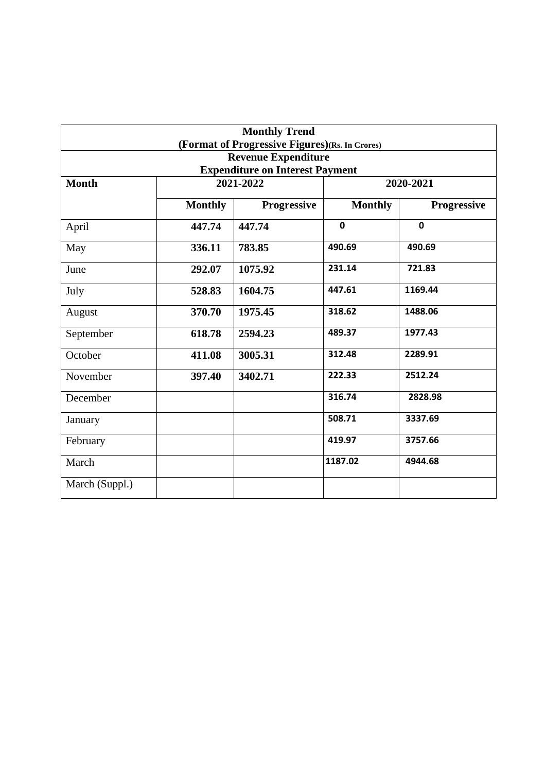| **Monthly Trend (Format of Progressive Figures)(Rs. In Crores)** | | | | |
|---|---|---|---|---|
| **Revenue Expenditure Expenditure on Interest Payment** | | | | |
| **Month** | **2021-2022** | | **2020-2021** | |
| | **Monthly** | **Progressive** | **Monthly** | **Progressive** |
| April | **447.74** | **447.74** | **0** | **0** |
| May | **336.11** | **783.85** | **490.69** | **490.69** |
| June | **292.07** | **1075.92** | **231.14** | **721.83** |
| July | **528.83** | **1604.75** | **447.61** | **1169.44** |
| August | **370.70** | **1975.45** | **318.62** | **1488.06** |
| September | **618.78** | **2594.23** | **489.37** | **1977.43** |
| October | **411.08** | **3005.31** | **312.48** | **2289.91** |
| November | **397.40** | **3402.71** | **222.33** | **2512.24** |
| December | | | **316.74** | **2828.98** |
| January | | | **508.71** | **3337.69** |
| February | | | **419.97** | **3757.66** |
| March | | | **1187.02** | **4944.68** |
| March (Suppl.) | | | | |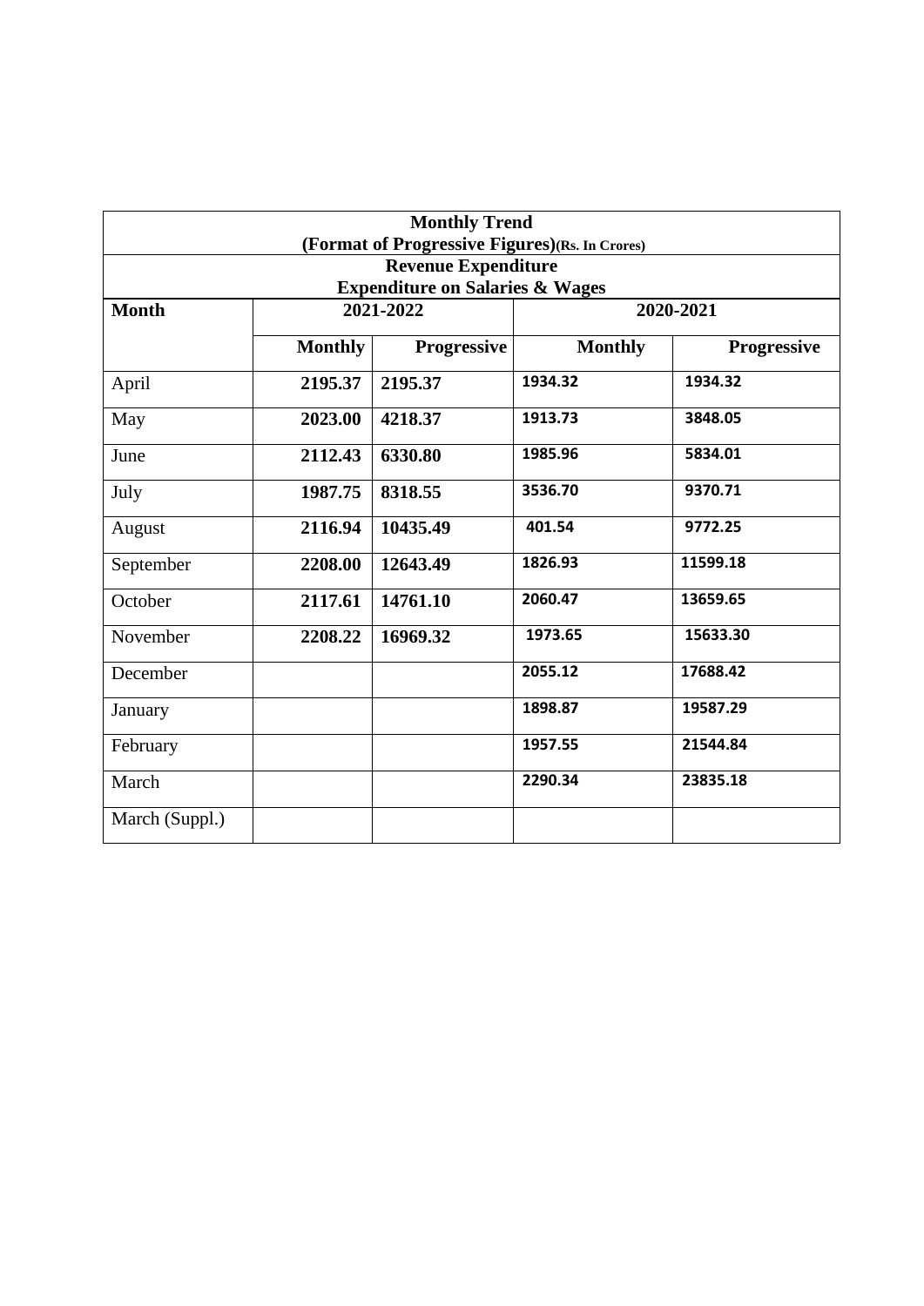| **Monthly Trend (Format of Progressive Figures)(Rs. In Crores)** | | | | |
|---|---|---|---|---|
| **Revenue Expenditure Expenditure on Salaries & Wages** | | | | |
| **Month** | **2021-2022** | | **2020-2021** | |
| | **Monthly** | **Progressive** | **Monthly** | **Progressive** |
| April | **2195.37** | **2195.37** | 1934.32 | 1934.32 |
| May | **2023.00** | **4218.37** | 1913.73 | 3848.05 |
| June | **2112.43** | **6330.80** | 1985.96 | 5834.01 |
| July | **1987.75** | **8318.55** | 3536.70 | 9370.71 |
| August | **2116.94** | **10435.49** | 401.54 | 9772.25 |
| September | **2208.00** | **12643.49** | 1826.93 | 11599.18 |
| October | **2117.61** | **14761.10** | 2060.47 | 13659.65 |
| November | **2208.22** | **16969.32** | 1973.65 | 15633.30 |
| December | | | 2055.12 | 17688.42 |
| January | | | 1898.87 | 19587.29 |
| February | | | 1957.55 | 21544.84 |
| March | | | 2290.34 | 23835.18 |
| March (Suppl.) | | | | |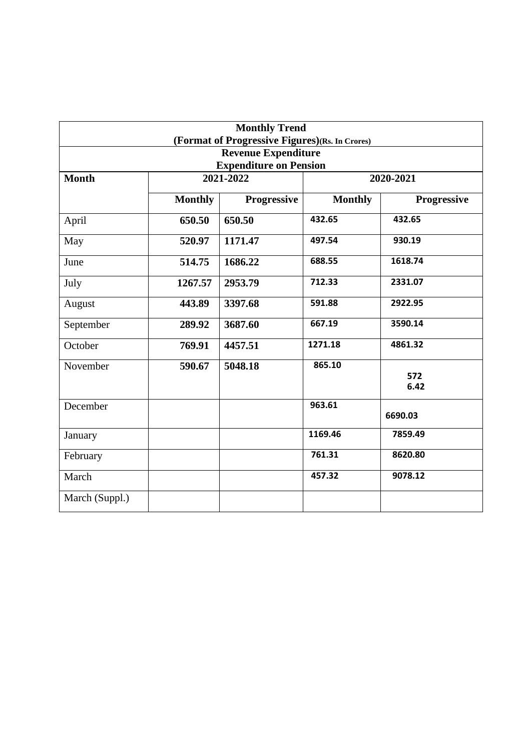| Monthly Trend (Format of Progressive Figures)(Rs. In Crores) | | | | |
|---|---|---|---|---|
| **Revenue Expenditure Expenditure on Pension** | | | | |
| **Month** | **2021-2022** | | **2020-2021** | |
| | **Monthly** | **Progressive** | **Monthly** | **Progressive** |
| April | **650.50** | **650.50** | **432.65** | **432.65** |
| May | **520.97** | **1171.47** | **497.54** | **930.19** |
| June | **514.75** | **1686.22** | **688.55** | **1618.74** |
| July | **1267.57** | **2953.79** | **712.33** | **2331.07** |
| August | **443.89** | **3397.68** | **591.88** | **2922.95** |
| September | **289.92** | **3687.60** | **667.19** | **3590.14** |
| October | **769.91** | **4457.51** | **1271.18** | **4861.32** |
| November | **590.67** | **5048.18** | **865.10** | **572 6.42** |
| December | | | **963.61** | **6690.03** |
| January | | | **1169.46** | **7859.49** |
| February | | | **761.31** | **8620.80** |
| March | | | **457.32** | **9078.12** |
| March (Suppl.) | | | | |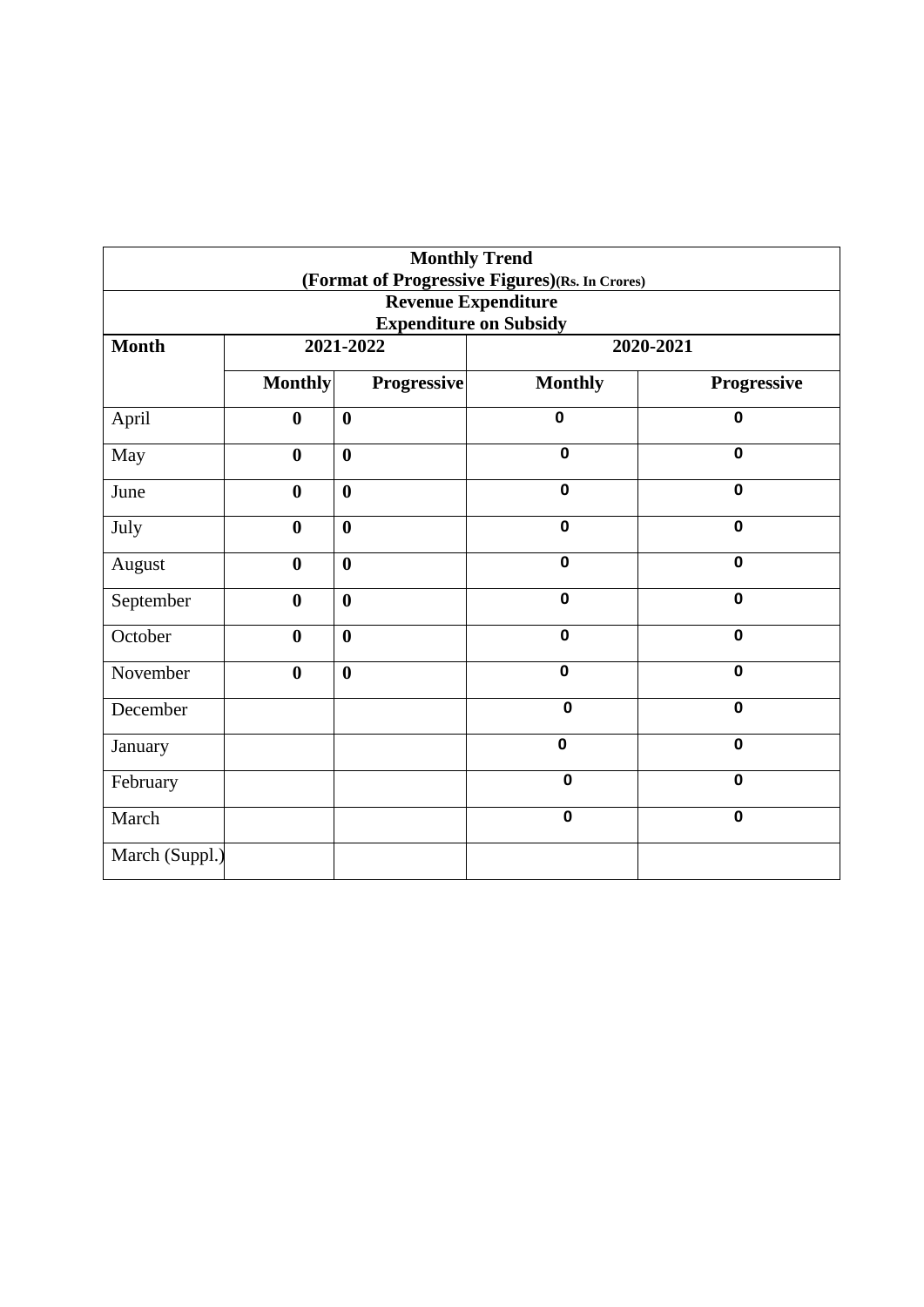| **Monthly Trend (Format of Progressive Figures)(Rs. In Crores) Revenue Expenditure Expenditure on Subsidy** | | | | |
|---|---|---|---|---|
| **Month** | **2021-2022** | | **2020-2021** | |
| | **Monthly** | **Progressive** | **Monthly** | **Progressive** |
| April | **0** | **0** | **0** | **0** |
| May | **0** | **0** | **0** | **0** |
| June | **0** | **0** | **0** | **0** |
| July | **0** | **0** | **0** | **0** |
| August | **0** | **0** | **0** | **0** |
| September | **0** | **0** | **0** | **0** |
| October | **0** | **0** | **0** | **0** |
| November | **0** | **0** | **0** | **0** |
| December | | | **0** | **0** |
| January | | | **0** | **0** |
| February | | | **0** | **0** |
| March | | | **0** | **0** |
| March (Suppl.) | | | | |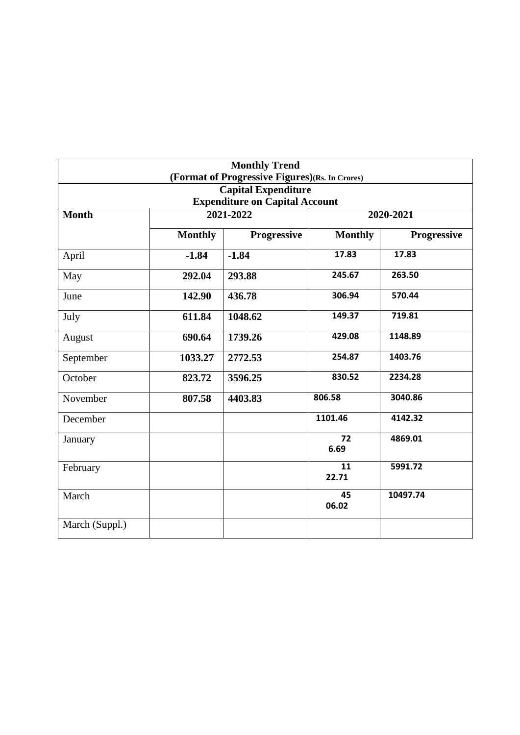| Monthly Trend (Format of Progressive Figures)(Rs. In Crores) | | | | |
|---|---|---|---|---|
| **Capital Expenditure Expenditure on Capital Account** | | | | |
| **Month** | **2021-2022** | | **2020-2021** | |
| | **Monthly** | **Progressive** | **Monthly** | **Progressive** |
| April | **-1.84** | **-1.84** | **17.83** | **17.83** |
| May | **292.04** | **293.88** | **245.67** | **263.50** |
| June | **142.90** | **436.78** | **306.94** | **570.44** |
| July | **611.84** | **1048.62** | **149.37** | **719.81** |
| August | **690.64** | **1739.26** | **429.08** | **1148.89** |
| September | **1033.27** | **2772.53** | **254.87** | **1403.76** |
| October | **823.72** | **3596.25** | **830.52** | **2234.28** |
| November | **807.58** | **4403.83** | **806.58** | **3040.86** |
| December | | | **1101.46** | **4142.32** |
| January | | | **726.69** | **4869.01** |
| February | | | **1122.71** | **5991.72** |
| March | | | **4506.02** | **10497.74** |
| March (Suppl.) | | | | |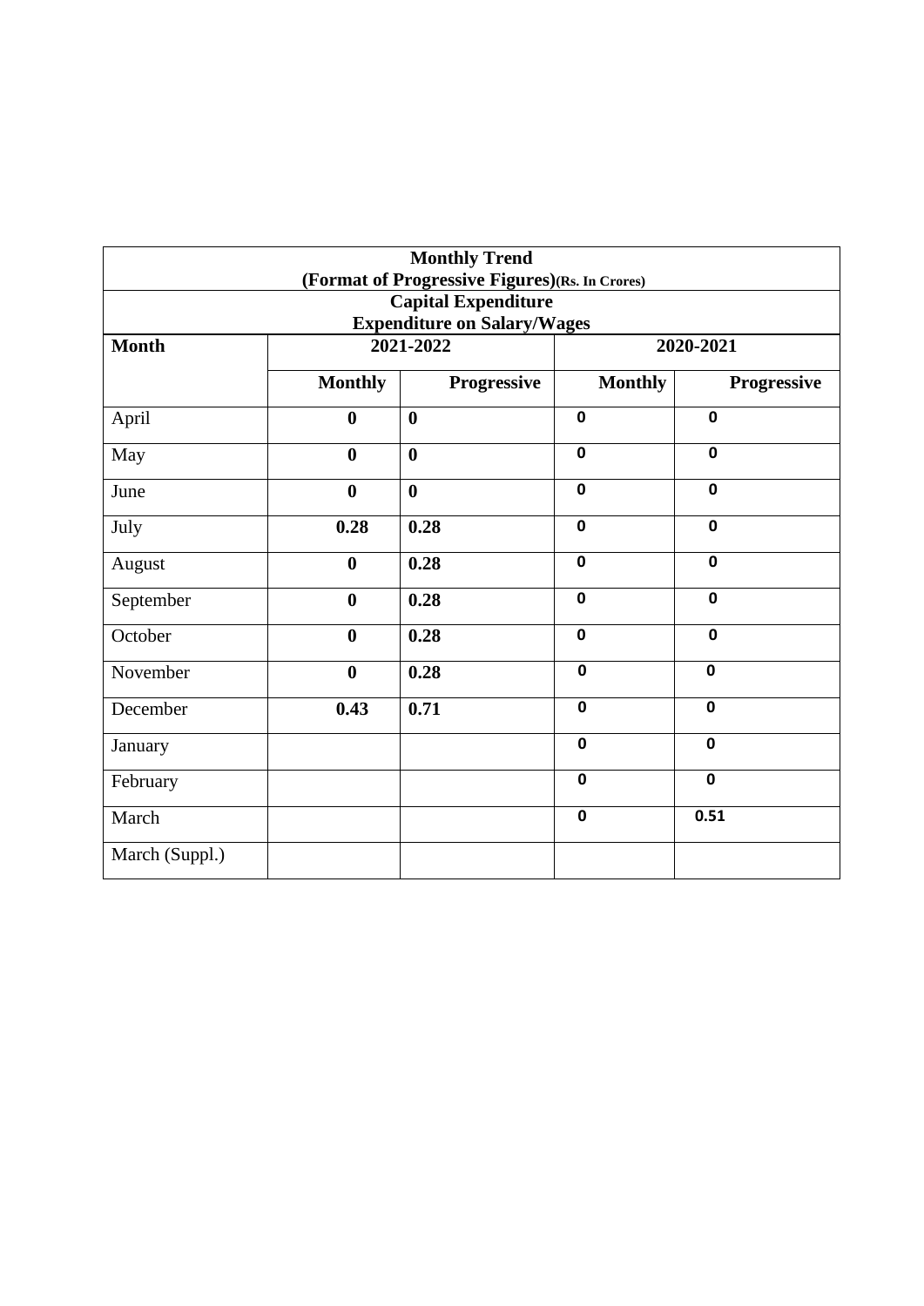| Monthly Trend<br>(Format of Progressive Figures)(Rs. In Crores)<br>Capital Expenditure<br>Expenditure on Salary/Wages | | | | |
|---|---|---|---|---|
| **Month** | **2021-2022** | | **2020-2021** | |
| | **Monthly** | **Progressive** | **Monthly** | **Progressive** |
| April | **0** | **0** | **0** | **0** |
| May | **0** | **0** | **0** | **0** |
| June | **0** | **0** | **0** | **0** |
| July | **0.28** | **0.28** | **0** | **0** |
| August | **0** | **0.28** | **0** | **0** |
| September | **0** | **0.28** | **0** | **0** |
| October | **0** | **0.28** | **0** | **0** |
| November | **0** | **0.28** | **0** | **0** |
| December | **0.43** | **0.71** | **0** | **0** |
| January | | | **0** | **0** |
| February | | | **0** | **0** |
| March | | | **0** | **0.51** |
| March (Suppl.) | | | | |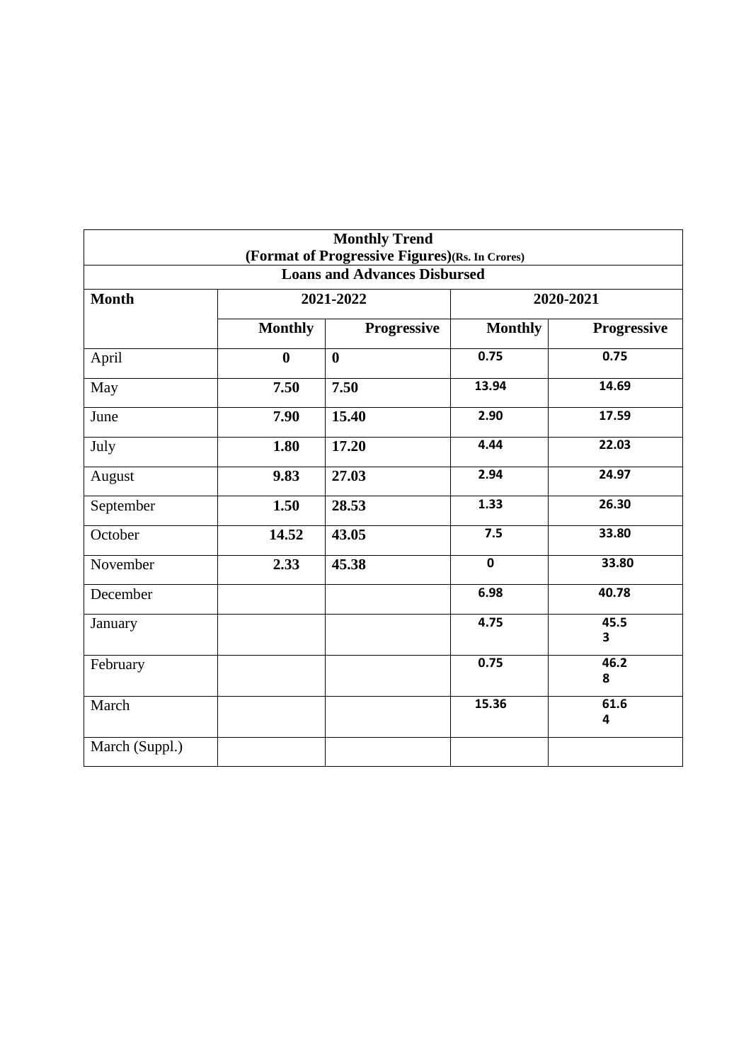| Monthly Trend (Format of Progressive Figures)(Rs. In Crores) | | | | |
|---|---|---|---|---|
| **Loans and Advances Disbursed** | | | | |
| **Month** | **2021-2022** | | **2020-2021** | |
| | **Monthly** | **Progressive** | **Monthly** | **Progressive** |
| April | **0** | **0** | **0.75** | **0.75** |
| May | **7.50** | **7.50** | **13.94** | **14.69** |
| June | **7.90** | **15.40** | **2.90** | **17.59** |
| July | **1.80** | **17.20** | **4.44** | **22.03** |
| August | **9.83** | **27.03** | **2.94** | **24.97** |
| September | **1.50** | **28.53** | **1.33** | **26.30** |
| October | **14.52** | **43.05** | **7.5** | **33.80** |
| November | **2.33** | **45.38** | **0** | **33.80** |
| December | | | **6.98** | **40.78** |
| January | | | **4.75** | **45.53** |
| February | | | **0.75** | **46.28** |
| March | | | **15.36** | **61.64** |
| March (Suppl.) | | | | |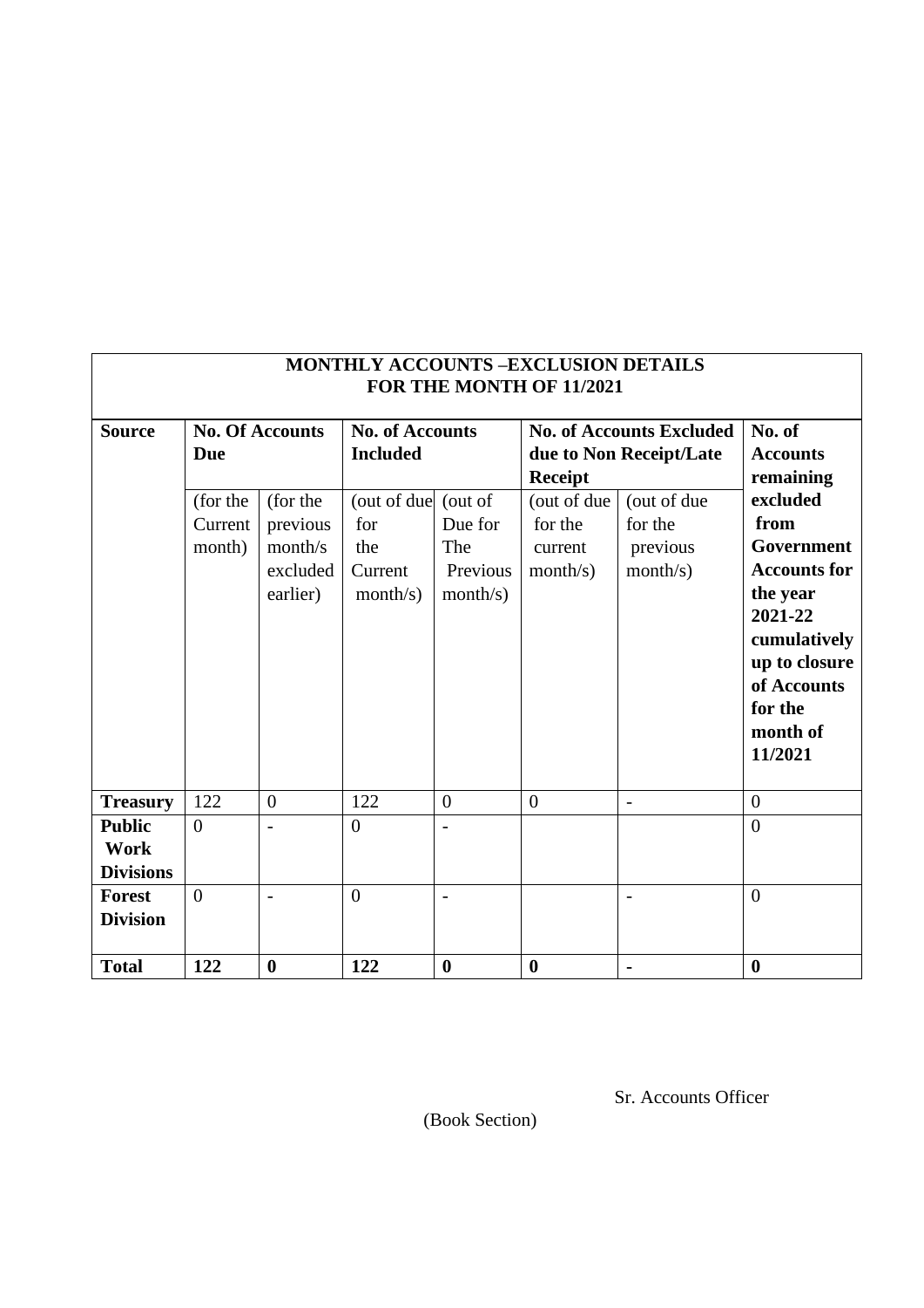| MONTHLY ACCOUNTS –EXCLUSION DETAILS FOR THE MONTH OF 11/2021 | | | | | | | |
|---|---|---|---|---|---|---|---|
| **Source** | **No. Of Accounts Due** | | **No. of Accounts Included** | | **No. of Accounts Excluded due to Non Receipt/Late Receipt** | | **No. of Accounts remaining excluded from Government Accounts for the year 2021-22 cumulatively up to closure of Accounts for the month of 11/2021** |
| | (for the Current month) | (for the previous month/s excluded earlier) | (out of due for the Current month/s) | (out of Due for The Previous month/s) | (out of due for the current month/s) | (out of due for the previous month/s) | |
| **Treasury** | 122 | 0 | 122 | 0 | 0 | - | 0 |
| **Public Work Divisions** | 0 | - | 0 | - | | | 0 |
| **Forest Division** | 0 | - | 0 | - | | - | 0 |
| **Total** | **122** | **0** | **122** | **0** | **0** | **-** | **0** |

Sr. Accounts Officer

(Book Section)